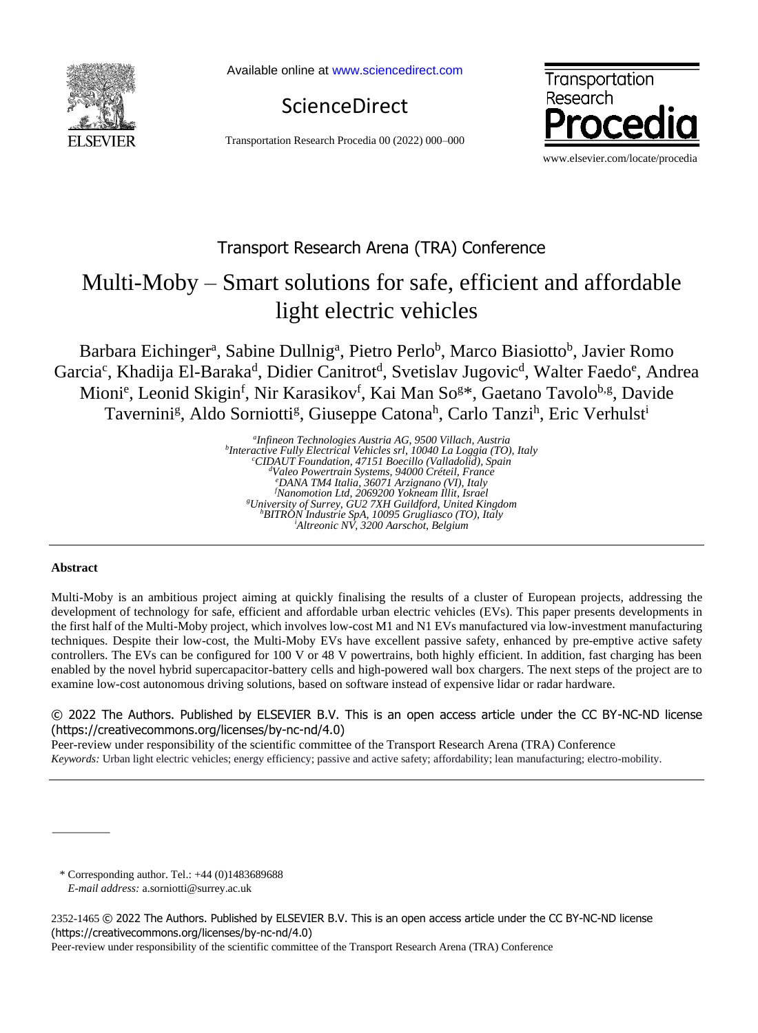Transport Research Arena (TRA) Conference

# Multi-Moby – Smart solutions for safe, efficient and affordable light electric vehicles

Barbara Eichinger[a], Sabine Dullnig[a], Pietro Perlo[b], Marco Biasiotto[b], Javier Romo Garcia[c], Khadija El-Baraka[d], Didier Canitrot[d], Svetislav Jugovic[d], Walter Faedo[e], Andrea Mioni[e], Leonid Skigin[f], Nir Karasikov[f], Kai Man So[g]*, Gaetano Tavolo[b,g], Davide Tavernini[g], Aldo Sorniotti[g], Giuseppe Catona[h], Carlo Tanzi[h], Eric Verhulst[i]

*[a]Infineon Technologies Austria AG, 9500 Villach, Austria*
*[b]Interactive Fully Electrical Vehicles srl, 10040 La Loggia (TO), Italy*
*[c]CIDAUT Foundation, 47151 Boecillo (Valladolid), Spain*
*[d]Valeo Powertrain Systems, 94000 Créteil, France*
*[e]DANA TM4 Italia, 36071 Arzignano (VI), Italy*
*[f]Nanomotion Ltd, 2069200 Yokneam Illit, Israel*
*[g]University of Surrey, GU2 7XH Guildford, United Kingdom*
*[h]BITRON Industrie SpA, 10095 Grugliasco (TO), Italy*
*[i]Altreonic NV, 3200 Aarschot, Belgium*

## Abstract

Multi-Moby is an ambitious project aiming at quickly finalising the results of a cluster of European projects, addressing the development of technology for safe, efficient and affordable urban electric vehicles (EVs). This paper presents developments in the first half of the Multi-Moby project, which involves low-cost M1 and N1 EVs manufactured via low-investment manufacturing techniques. Despite their low-cost, the Multi-Moby EVs have excellent passive safety, enhanced by pre-emptive active safety controllers. The EVs can be configured for 100 V or 48 V powertrains, both highly efficient. In addition, fast charging has been enabled by the novel hybrid supercapacitor-battery cells and high-powered wall box chargers. The next steps of the project are to examine low-cost autonomous driving solutions, based on software instead of expensive lidar or radar hardware.

© 2022 The Authors. Published by ELSEVIER B.V. This is an open access article under the CC BY-NC-ND license (https://creativecommons.org/licenses/by-nc-nd/4.0)
Peer-review under responsibility of the scientific committee of the Transport Research Arena (TRA) Conference

*Keywords:* Urban light electric vehicles; energy efficiency; passive and active safety; affordability; lean manufacturing; electro-mobility.

\* Corresponding author. Tel.: +44 (0)1483689688
*E-mail address:* a.sorniotti@surrey.ac.uk

2352-1465 © 2022 The Authors. Published by ELSEVIER B.V. This is an open access article under the CC BY-NC-ND license (https://creativecommons.org/licenses/by-nc-nd/4.0)
Peer-review under responsibility of the scientific committee of the Transport Research Arena (TRA) Conference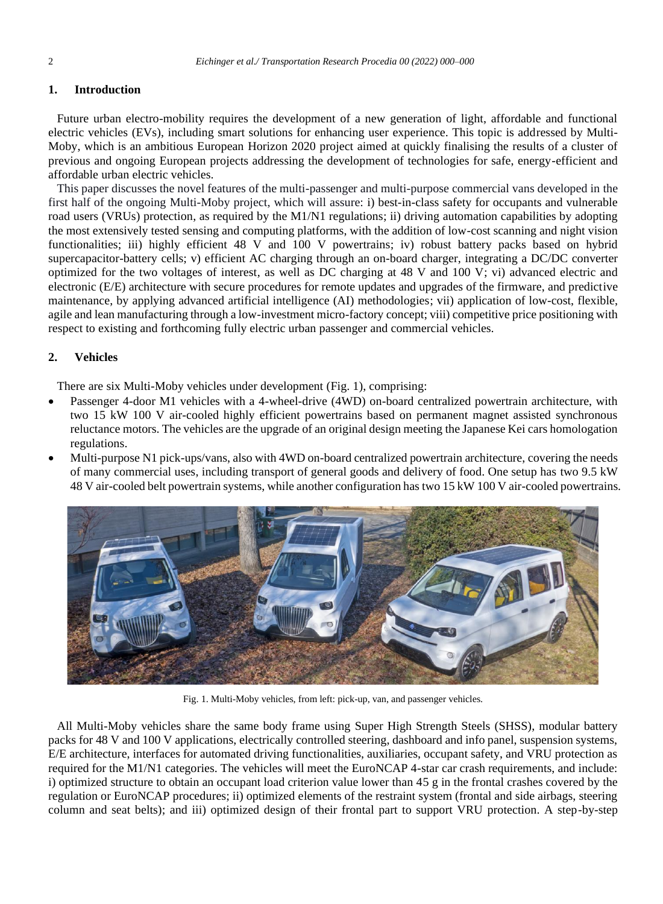## 1. Introduction

Future urban electro-mobility requires the development of a new generation of light, affordable and functional electric vehicles (EVs), including smart solutions for enhancing user experience. This topic is addressed by Multi-Moby, which is an ambitious European Horizon 2020 project aimed at quickly finalising the results of a cluster of previous and ongoing European projects addressing the development of technologies for safe, energy-efficient and affordable urban electric vehicles.

This paper discusses the novel features of the multi-passenger and multi-purpose commercial vans developed in the first half of the ongoing Multi-Moby project, which will assure: i) best-in-class safety for occupants and vulnerable road users (VRUs) protection, as required by the M1/N1 regulations; ii) driving automation capabilities by adopting the most extensively tested sensing and computing platforms, with the addition of low-cost scanning and night vision functionalities; iii) highly efficient 48 V and 100 V powertrains; iv) robust battery packs based on hybrid supercapacitor-battery cells; v) efficient AC charging through an on-board charger, integrating a DC/DC converter optimized for the two voltages of interest, as well as DC charging at 48 V and 100 V; vi) advanced electric and electronic (E/E) architecture with secure procedures for remote updates and upgrades of the firmware, and predictive maintenance, by applying advanced artificial intelligence (AI) methodologies; vii) application of low-cost, flexible, agile and lean manufacturing through a low-investment micro-factory concept; viii) competitive price positioning with respect to existing and forthcoming fully electric urban passenger and commercial vehicles.

## 2. Vehicles

There are six Multi-Moby vehicles under development (Fig. 1), comprising:

- Passenger 4-door M1 vehicles with a 4-wheel-drive (4WD) on-board centralized powertrain architecture, with two 15 kW 100 V air-cooled highly efficient powertrains based on permanent magnet assisted synchronous reluctance motors. The vehicles are the upgrade of an original design meeting the Japanese Kei cars homologation regulations.
- Multi-purpose N1 pick-ups/vans, also with 4WD on-board centralized powertrain architecture, covering the needs of many commercial uses, including transport of general goods and delivery of food. One setup has two 9.5 kW 48 V air-cooled belt powertrain systems, while another configuration has two 15 kW 100 V air-cooled powertrains.

Fig. 1. Multi-Moby vehicles, from left: pick-up, van, and passenger vehicles.

All Multi-Moby vehicles share the same body frame using Super High Strength Steels (SHSS), modular battery packs for 48 V and 100 V applications, electrically controlled steering, dashboard and info panel, suspension systems, E/E architecture, interfaces for automated driving functionalities, auxiliaries, occupant safety, and VRU protection as required for the M1/N1 categories. The vehicles will meet the EuroNCAP 4-star car crash requirements, and include: i) optimized structure to obtain an occupant load criterion value lower than 45 g in the frontal crashes covered by the regulation or EuroNCAP procedures; ii) optimized elements of the restraint system (frontal and side airbags, steering column and seat belts); and iii) optimized design of their frontal part to support VRU protection. A step-by-step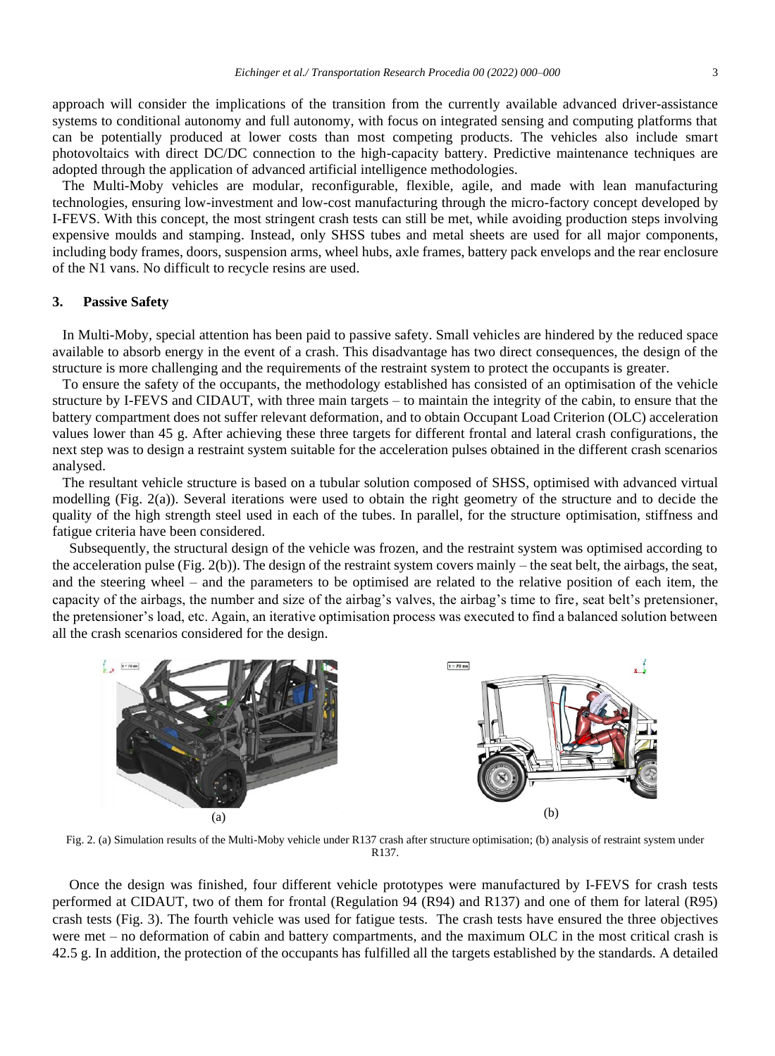approach will consider the implications of the transition from the currently available advanced driver-assistance systems to conditional autonomy and full autonomy, with focus on integrated sensing and computing platforms that can be potentially produced at lower costs than most competing products. The vehicles also include smart photovoltaics with direct DC/DC connection to the high-capacity battery. Predictive maintenance techniques are adopted through the application of advanced artificial intelligence methodologies.

The Multi-Moby vehicles are modular, reconfigurable, flexible, agile, and made with lean manufacturing technologies, ensuring low-investment and low-cost manufacturing through the micro-factory concept developed by I-FEVS. With this concept, the most stringent crash tests can still be met, while avoiding production steps involving expensive moulds and stamping. Instead, only SHSS tubes and metal sheets are used for all major components, including body frames, doors, suspension arms, wheel hubs, axle frames, battery pack envelops and the rear enclosure of the N1 vans. No difficult to recycle resins are used.

## 3. Passive Safety

In Multi-Moby, special attention has been paid to passive safety. Small vehicles are hindered by the reduced space available to absorb energy in the event of a crash. This disadvantage has two direct consequences, the design of the structure is more challenging and the requirements of the restraint system to protect the occupants is greater.

To ensure the safety of the occupants, the methodology established has consisted of an optimisation of the vehicle structure by I-FEVS and CIDAUT, with three main targets – to maintain the integrity of the cabin, to ensure that the battery compartment does not suffer relevant deformation, and to obtain Occupant Load Criterion (OLC) acceleration values lower than 45 g. After achieving these three targets for different frontal and lateral crash configurations, the next step was to design a restraint system suitable for the acceleration pulses obtained in the different crash scenarios analysed.

The resultant vehicle structure is based on a tubular solution composed of SHSS, optimised with advanced virtual modelling (Fig. 2(a)). Several iterations were used to obtain the right geometry of the structure and to decide the quality of the high strength steel used in each of the tubes. In parallel, for the structure optimisation, stiffness and fatigue criteria have been considered.

Subsequently, the structural design of the vehicle was frozen, and the restraint system was optimised according to the acceleration pulse (Fig. 2(b)). The design of the restraint system covers mainly – the seat belt, the airbags, the seat, and the steering wheel – and the parameters to be optimised are related to the relative position of each item, the capacity of the airbags, the number and size of the airbag's valves, the airbag's time to fire, seat belt's pretensioner, the pretensioner's load, etc. Again, an iterative optimisation process was executed to find a balanced solution between all the crash scenarios considered for the design.

Fig. 2. (a) Simulation results of the Multi-Moby vehicle under R137 crash after structure optimisation; (b) analysis of restraint system under R137.

Once the design was finished, four different vehicle prototypes were manufactured by I-FEVS for crash tests performed at CIDAUT, two of them for frontal (Regulation 94 (R94) and R137) and one of them for lateral (R95) crash tests (Fig. 3). The fourth vehicle was used for fatigue tests. The crash tests have ensured the three objectives were met – no deformation of cabin and battery compartments, and the maximum OLC in the most critical crash is 42.5 g. In addition, the protection of the occupants has fulfilled all the targets established by the standards. A detailed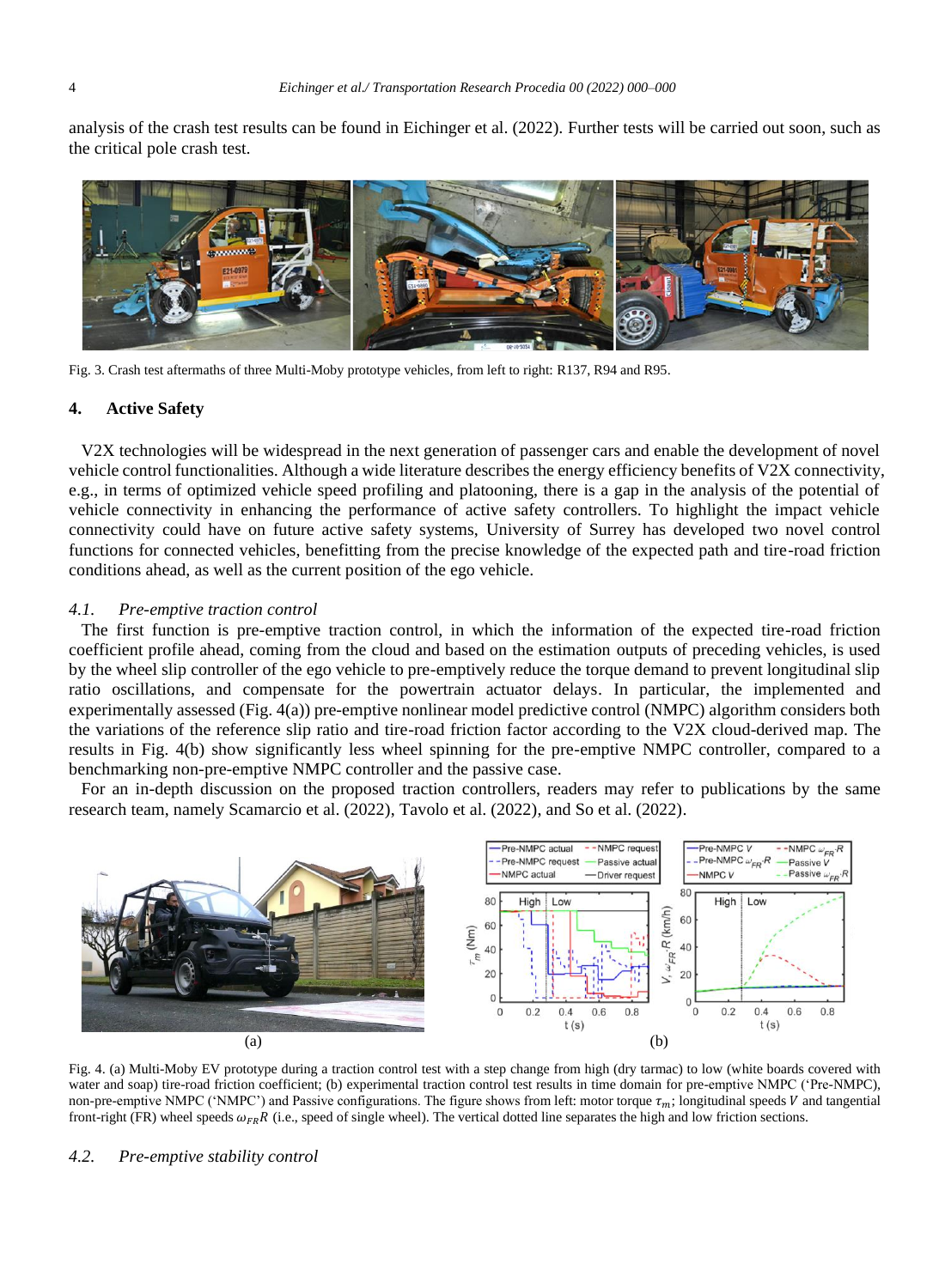analysis of the crash test results can be found in Eichinger et al. (2022). Further tests will be carried out soon, such as the critical pole crash test.

Fig. 3. Crash test aftermaths of three Multi-Moby prototype vehicles, from left to right: R137, R94 and R95.

## 4. Active Safety

V2X technologies will be widespread in the next generation of passenger cars and enable the development of novel vehicle control functionalities. Although a wide literature describes the energy efficiency benefits of V2X connectivity, e.g., in terms of optimized vehicle speed profiling and platooning, there is a gap in the analysis of the potential of vehicle connectivity in enhancing the performance of active safety controllers. To highlight the impact vehicle connectivity could have on future active safety systems, University of Surrey has developed two novel control functions for connected vehicles, benefitting from the precise knowledge of the expected path and tire-road friction conditions ahead, as well as the current position of the ego vehicle.

### *4.1. Pre-emptive traction control*

The first function is pre-emptive traction control, in which the information of the expected tire-road friction coefficient profile ahead, coming from the cloud and based on the estimation outputs of preceding vehicles, is used by the wheel slip controller of the ego vehicle to pre-emptively reduce the torque demand to prevent longitudinal slip ratio oscillations, and compensate for the powertrain actuator delays. In particular, the implemented and experimentally assessed (Fig. 4(a)) pre-emptive nonlinear model predictive control (NMPC) algorithm considers both the variations of the reference slip ratio and tire-road friction factor according to the V2X cloud-derived map. The results in Fig. 4(b) show significantly less wheel spinning for the pre-emptive NMPC controller, compared to a benchmarking non-pre-emptive NMPC controller and the passive case.

For an in-depth discussion on the proposed traction controllers, readers may refer to publications by the same research team, namely Scamarcio et al. (2022), Tavolo et al. (2022), and So et al. (2022).

Fig. 4. (a) Multi-Moby EV prototype during a traction control test with a step change from high (dry tarmac) to low (white boards covered with water and soap) tire-road friction coefficient; (b) experimental traction control test results in time domain for pre-emptive NMPC ('Pre-NMPC'), non-pre-emptive NMPC ('NMPC') and Passive configurations. The figure shows from left: motor torque $\tau_m$; longitudinal speeds $V$ and tangential front-right (FR) wheel speeds $\omega_{FR}R$ (i.e., speed of single wheel). The vertical dotted line separates the high and low friction sections.

### *4.2. Pre-emptive stability control*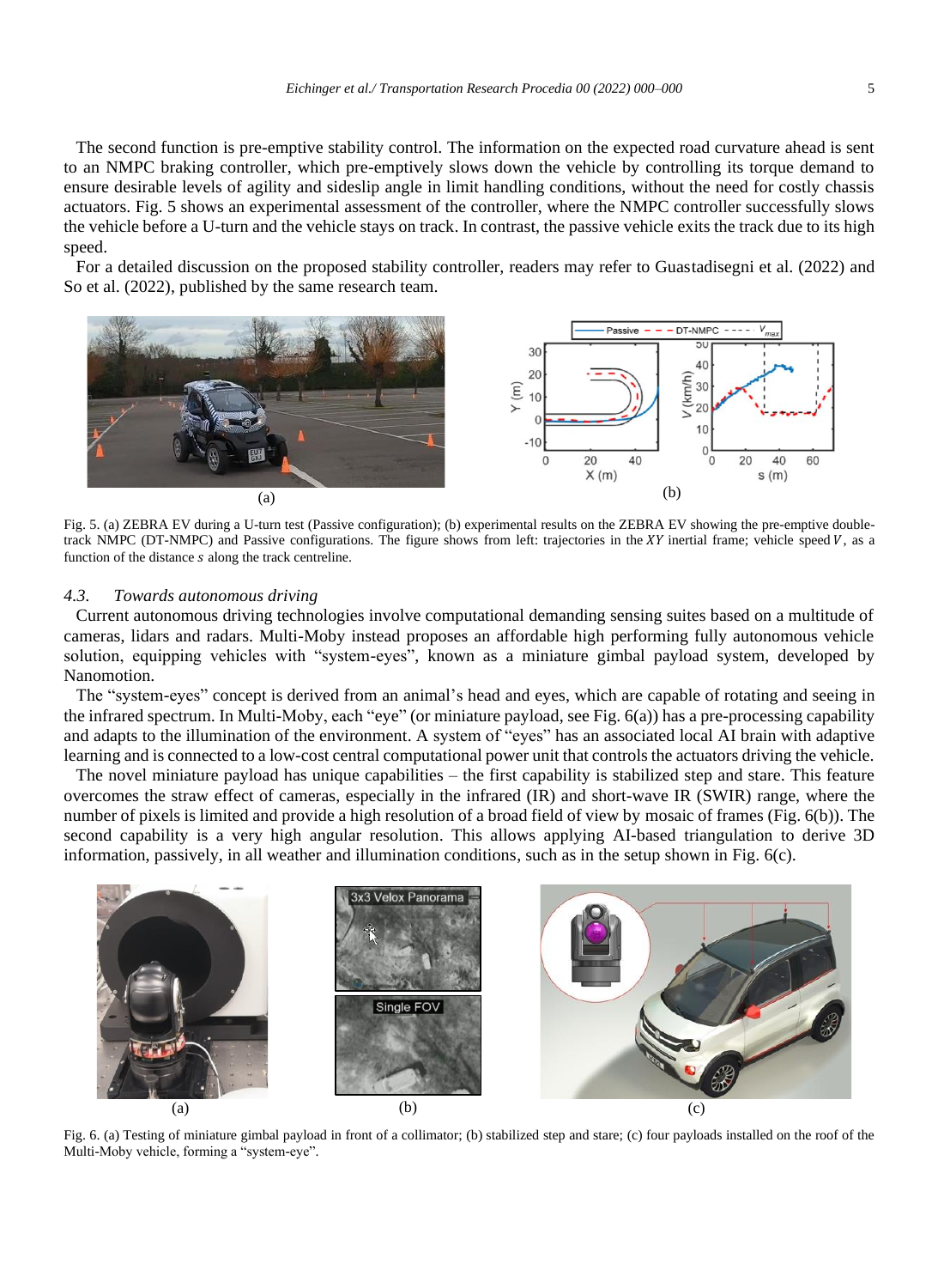The second function is pre-emptive stability control. The information on the expected road curvature ahead is sent to an NMPC braking controller, which pre-emptively slows down the vehicle by controlling its torque demand to ensure desirable levels of agility and sideslip angle in limit handling conditions, without the need for costly chassis actuators. Fig. 5 shows an experimental assessment of the controller, where the NMPC controller successfully slows the vehicle before a U-turn and the vehicle stays on track. In contrast, the passive vehicle exits the track due to its high speed.

For a detailed discussion on the proposed stability controller, readers may refer to Guastadisegni et al. (2022) and So et al. (2022), published by the same research team.

Fig. 5. (a) ZEBRA EV during a U-turn test (Passive configuration); (b) experimental results on the ZEBRA EV showing the pre-emptive double-track NMPC (DT-NMPC) and Passive configurations. The figure shows from left: trajectories in the $XY$ inertial frame; vehicle speed $V$, as a function of the distance $s$ along the track centreline.

### 4.3. *Towards autonomous driving*

Current autonomous driving technologies involve computational demanding sensing suites based on a multitude of cameras, lidars and radars. Multi-Moby instead proposes an affordable high performing fully autonomous vehicle solution, equipping vehicles with "system-eyes", known as a miniature gimbal payload system, developed by Nanomotion.

The "system-eyes" concept is derived from an animal's head and eyes, which are capable of rotating and seeing in the infrared spectrum. In Multi-Moby, each "eye" (or miniature payload, see Fig. 6(a)) has a pre-processing capability and adapts to the illumination of the environment. A system of "eyes" has an associated local AI brain with adaptive learning and is connected to a low-cost central computational power unit that controls the actuators driving the vehicle.

The novel miniature payload has unique capabilities – the first capability is stabilized step and stare. This feature overcomes the straw effect of cameras, especially in the infrared (IR) and short-wave IR (SWIR) range, where the number of pixels is limited and provide a high resolution of a broad field of view by mosaic of frames (Fig. 6(b)). The second capability is a very high angular resolution. This allows applying AI-based triangulation to derive 3D information, passively, in all weather and illumination conditions, such as in the setup shown in Fig. 6(c).

Fig. 6. (a) Testing of miniature gimbal payload in front of a collimator; (b) stabilized step and stare; (c) four payloads installed on the roof of the Multi-Moby vehicle, forming a "system-eye".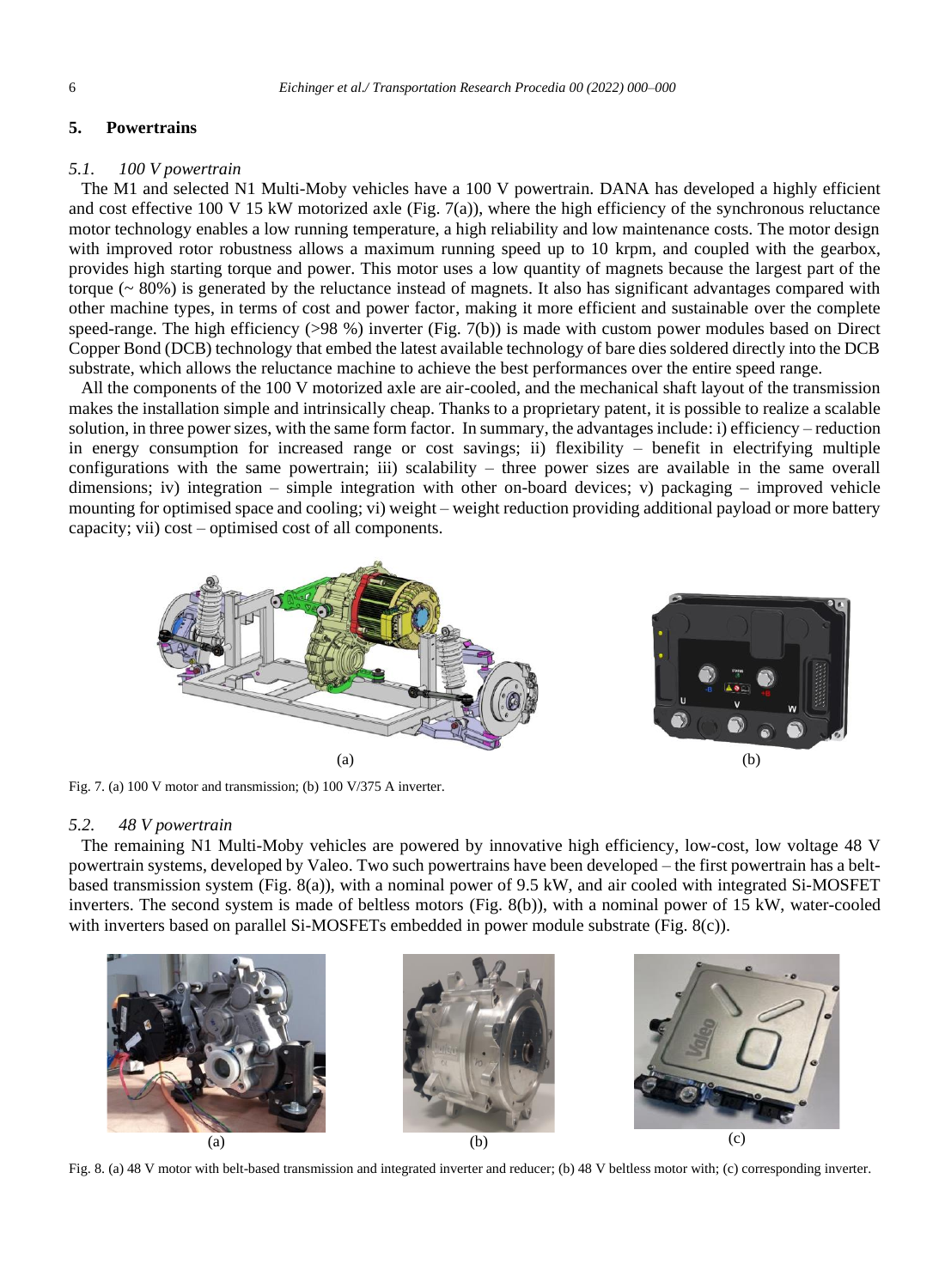## 5. Powertrains

### 5.1. 100 V powertrain

The M1 and selected N1 Multi-Moby vehicles have a 100 V powertrain. DANA has developed a highly efficient and cost effective 100 V 15 kW motorized axle (Fig. 7(a)), where the high efficiency of the synchronous reluctance motor technology enables a low running temperature, a high reliability and low maintenance costs. The motor design with improved rotor robustness allows a maximum running speed up to 10 krpm, and coupled with the gearbox, provides high starting torque and power. This motor uses a low quantity of magnets because the largest part of the torque (~ 80%) is generated by the reluctance instead of magnets. It also has significant advantages compared with other machine types, in terms of cost and power factor, making it more efficient and sustainable over the complete speed-range. The high efficiency (>98 %) inverter (Fig. 7(b)) is made with custom power modules based on Direct Copper Bond (DCB) technology that embed the latest available technology of bare dies soldered directly into the DCB substrate, which allows the reluctance machine to achieve the best performances over the entire speed range.

All the components of the 100 V motorized axle are air-cooled, and the mechanical shaft layout of the transmission makes the installation simple and intrinsically cheap. Thanks to a proprietary patent, it is possible to realize a scalable solution, in three power sizes, with the same form factor. In summary, the advantages include: i) efficiency – reduction in energy consumption for increased range or cost savings; ii) flexibility – benefit in electrifying multiple configurations with the same powertrain; iii) scalability – three power sizes are available in the same overall dimensions; iv) integration – simple integration with other on-board devices; v) packaging – improved vehicle mounting for optimised space and cooling; vi) weight – weight reduction providing additional payload or more battery capacity; vii) cost – optimised cost of all components.

(a) (b)

Fig. 7. (a) 100 V motor and transmission; (b) 100 V/375 A inverter.

### 5.2. 48 V powertrain

The remaining N1 Multi-Moby vehicles are powered by innovative high efficiency, low-cost, low voltage 48 V powertrain systems, developed by Valeo. Two such powertrains have been developed – the first powertrain has a belt-based transmission system (Fig. 8(a)), with a nominal power of 9.5 kW, and air cooled with integrated Si-MOSFET inverters. The second system is made of beltless motors (Fig. 8(b)), with a nominal power of 15 kW, water-cooled with inverters based on parallel Si-MOSFETs embedded in power module substrate (Fig. 8(c)).

(a) (b) (c)

Fig. 8. (a) 48 V motor with belt-based transmission and integrated inverter and reducer; (b) 48 V beltless motor with; (c) corresponding inverter.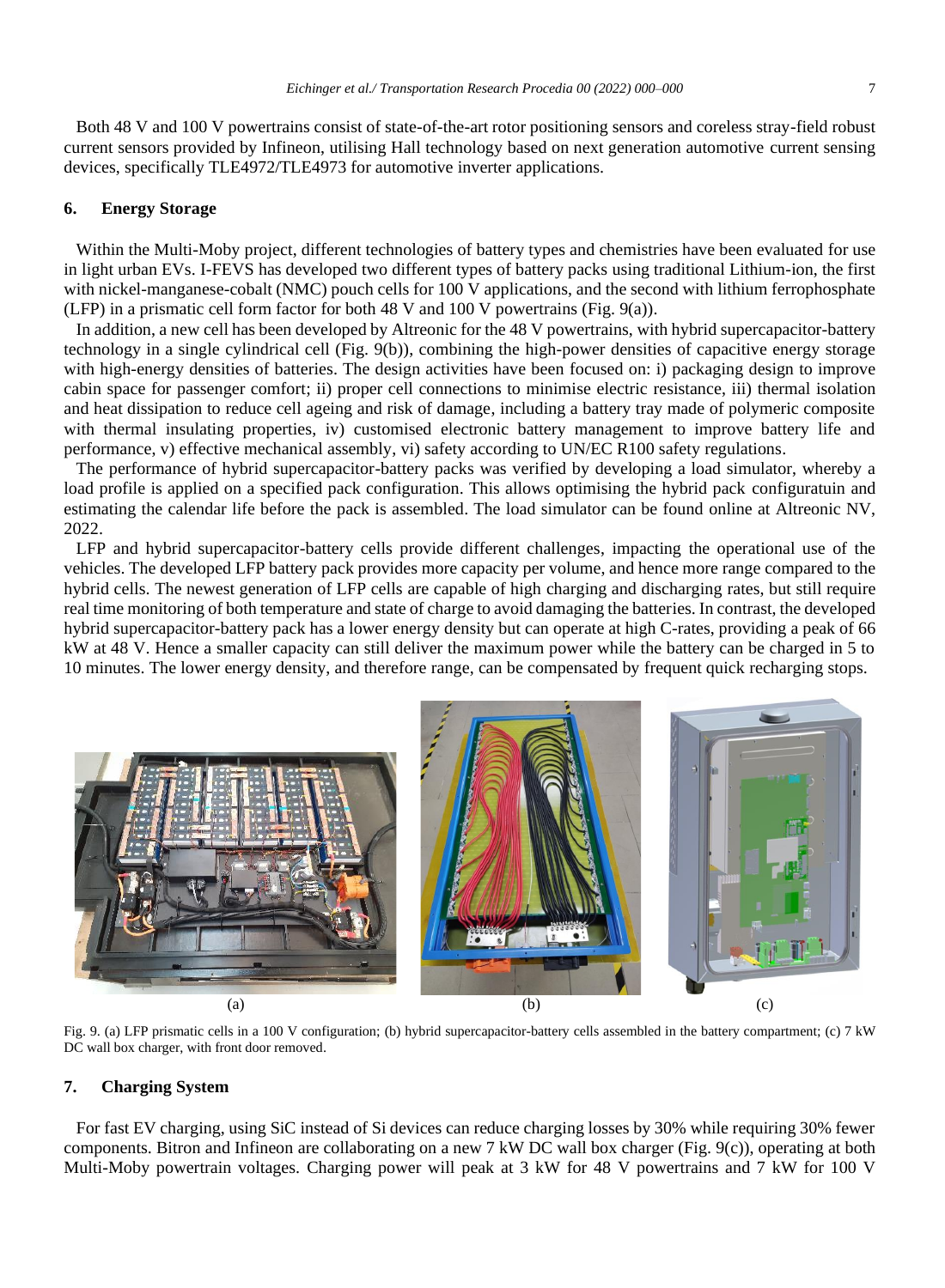Both 48 V and 100 V powertrains consist of state-of-the-art rotor positioning sensors and coreless stray-field robust current sensors provided by Infineon, utilising Hall technology based on next generation automotive current sensing devices, specifically TLE4972/TLE4973 for automotive inverter applications.

## 6. Energy Storage

Within the Multi-Moby project, different technologies of battery types and chemistries have been evaluated for use in light urban EVs. I-FEVS has developed two different types of battery packs using traditional Lithium-ion, the first with nickel-manganese-cobalt (NMC) pouch cells for 100 V applications, and the second with lithium ferrophosphate (LFP) in a prismatic cell form factor for both 48 V and 100 V powertrains (Fig. 9(a)).

In addition, a new cell has been developed by Altreonic for the 48 V powertrains, with hybrid supercapacitor-battery technology in a single cylindrical cell (Fig. 9(b)), combining the high-power densities of capacitive energy storage with high-energy densities of batteries. The design activities have been focused on: i) packaging design to improve cabin space for passenger comfort; ii) proper cell connections to minimise electric resistance, iii) thermal isolation and heat dissipation to reduce cell ageing and risk of damage, including a battery tray made of polymeric composite with thermal insulating properties, iv) customised electronic battery management to improve battery life and performance, v) effective mechanical assembly, vi) safety according to UN/EC R100 safety regulations.

The performance of hybrid supercapacitor-battery packs was verified by developing a load simulator, whereby a load profile is applied on a specified pack configuration. This allows optimising the hybrid pack configuratuin and estimating the calendar life before the pack is assembled. The load simulator can be found online at Altreonic NV, 2022.

LFP and hybrid supercapacitor-battery cells provide different challenges, impacting the operational use of the vehicles. The developed LFP battery pack provides more capacity per volume, and hence more range compared to the hybrid cells. The newest generation of LFP cells are capable of high charging and discharging rates, but still require real time monitoring of both temperature and state of charge to avoid damaging the batteries. In contrast, the developed hybrid supercapacitor-battery pack has a lower energy density but can operate at high C-rates, providing a peak of 66 kW at 48 V. Hence a smaller capacity can still deliver the maximum power while the battery can be charged in 5 to 10 minutes. The lower energy density, and therefore range, can be compensated by frequent quick recharging stops.

(a) (b) (c)

Fig. 9. (a) LFP prismatic cells in a 100 V configuration; (b) hybrid supercapacitor-battery cells assembled in the battery compartment; (c) 7 kW DC wall box charger, with front door removed.

## 7. Charging System

For fast EV charging, using SiC instead of Si devices can reduce charging losses by 30% while requiring 30% fewer components. Bitron and Infineon are collaborating on a new 7 kW DC wall box charger (Fig. 9(c)), operating at both Multi-Moby powertrain voltages. Charging power will peak at 3 kW for 48 V powertrains and 7 kW for 100 V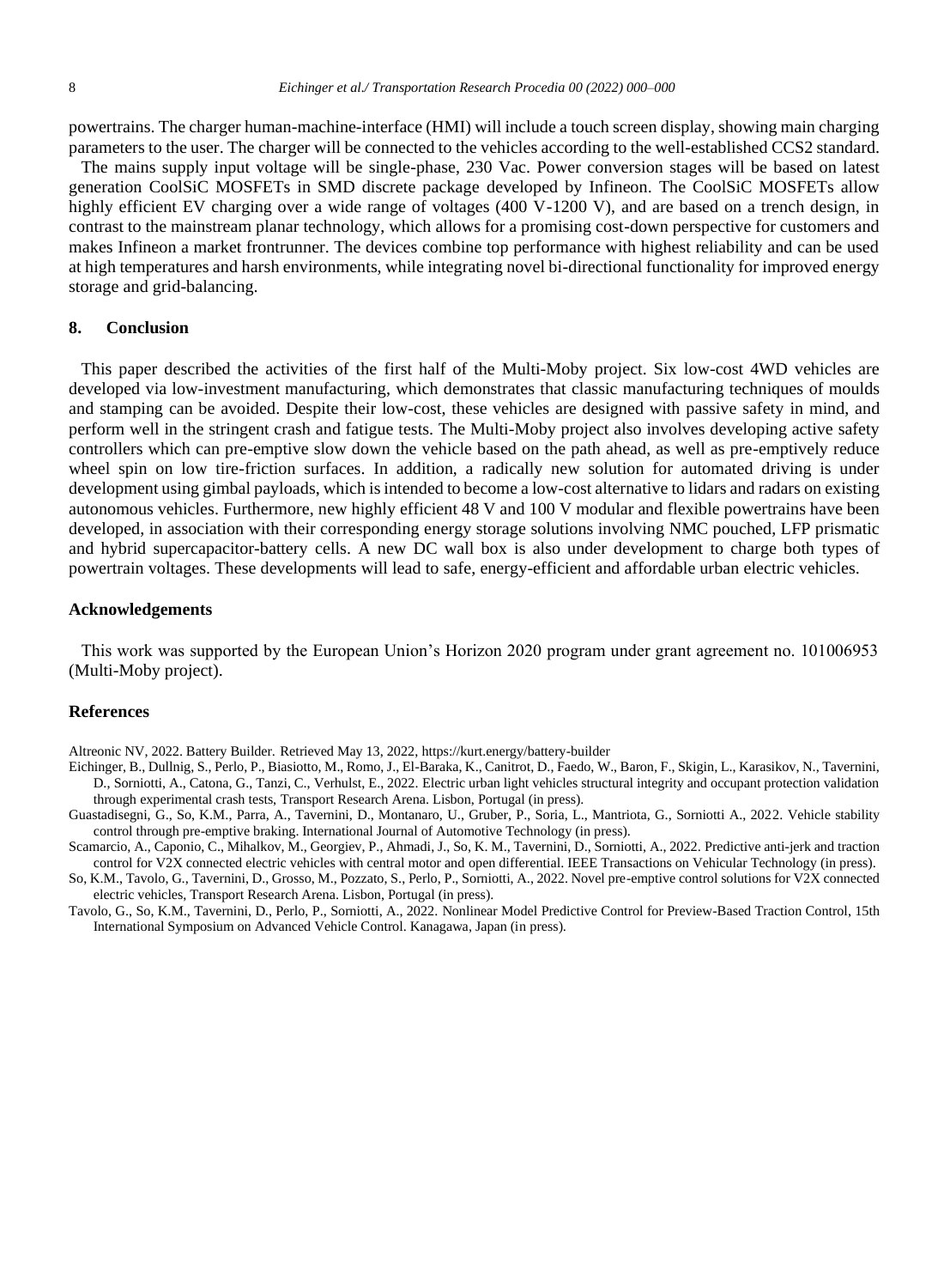powertrains. The charger human-machine-interface (HMI) will include a touch screen display, showing main charging parameters to the user. The charger will be connected to the vehicles according to the well-established CCS2 standard.

The mains supply input voltage will be single-phase, 230 Vac. Power conversion stages will be based on latest generation CoolSiC MOSFETs in SMD discrete package developed by Infineon. The CoolSiC MOSFETs allow highly efficient EV charging over a wide range of voltages (400 V-1200 V), and are based on a trench design, in contrast to the mainstream planar technology, which allows for a promising cost-down perspective for customers and makes Infineon a market frontrunner. The devices combine top performance with highest reliability and can be used at high temperatures and harsh environments, while integrating novel bi-directional functionality for improved energy storage and grid-balancing.

## 8. Conclusion

This paper described the activities of the first half of the Multi-Moby project. Six low-cost 4WD vehicles are developed via low-investment manufacturing, which demonstrates that classic manufacturing techniques of moulds and stamping can be avoided. Despite their low-cost, these vehicles are designed with passive safety in mind, and perform well in the stringent crash and fatigue tests. The Multi-Moby project also involves developing active safety controllers which can pre-emptive slow down the vehicle based on the path ahead, as well as pre-emptively reduce wheel spin on low tire-friction surfaces. In addition, a radically new solution for automated driving is under development using gimbal payloads, which is intended to become a low-cost alternative to lidars and radars on existing autonomous vehicles. Furthermore, new highly efficient 48 V and 100 V modular and flexible powertrains have been developed, in association with their corresponding energy storage solutions involving NMC pouched, LFP prismatic and hybrid supercapacitor-battery cells. A new DC wall box is also under development to charge both types of powertrain voltages. These developments will lead to safe, energy-efficient and affordable urban electric vehicles.

## Acknowledgements

This work was supported by the European Union's Horizon 2020 program under grant agreement no. 101006953 (Multi-Moby project).

## References

Altreonic NV, 2022. Battery Builder. Retrieved May 13, 2022, https://kurt.energy/battery-builder

Eichinger, B., Dullnig, S., Perlo, P., Biasiotto, M., Romo, J., El-Baraka, K., Canitrot, D., Faedo, W., Baron, F., Skigin, L., Karasikov, N., Tavernini, D., Sorniotti, A., Catona, G., Tanzi, C., Verhulst, E., 2022. Electric urban light vehicles structural integrity and occupant protection validation through experimental crash tests, Transport Research Arena. Lisbon, Portugal (in press).

Guastadisegni, G., So, K.M., Parra, A., Tavernini, D., Montanaro, U., Gruber, P., Soria, L., Mantriota, G., Sorniotti A., 2022. Vehicle stability control through pre-emptive braking. International Journal of Automotive Technology (in press).

Scamarcio, A., Caponio, C., Mihalkov, M., Georgiev, P., Ahmadi, J., So, K. M., Tavernini, D., Sorniotti, A., 2022. Predictive anti-jerk and traction control for V2X connected electric vehicles with central motor and open differential. IEEE Transactions on Vehicular Technology (in press).

So, K.M., Tavolo, G., Tavernini, D., Grosso, M., Pozzato, S., Perlo, P., Sorniotti, A., 2022. Novel pre-emptive control solutions for V2X connected electric vehicles, Transport Research Arena. Lisbon, Portugal (in press).

Tavolo, G., So, K.M., Tavernini, D., Perlo, P., Sorniotti, A., 2022. Nonlinear Model Predictive Control for Preview-Based Traction Control, 15th International Symposium on Advanced Vehicle Control. Kanagawa, Japan (in press).